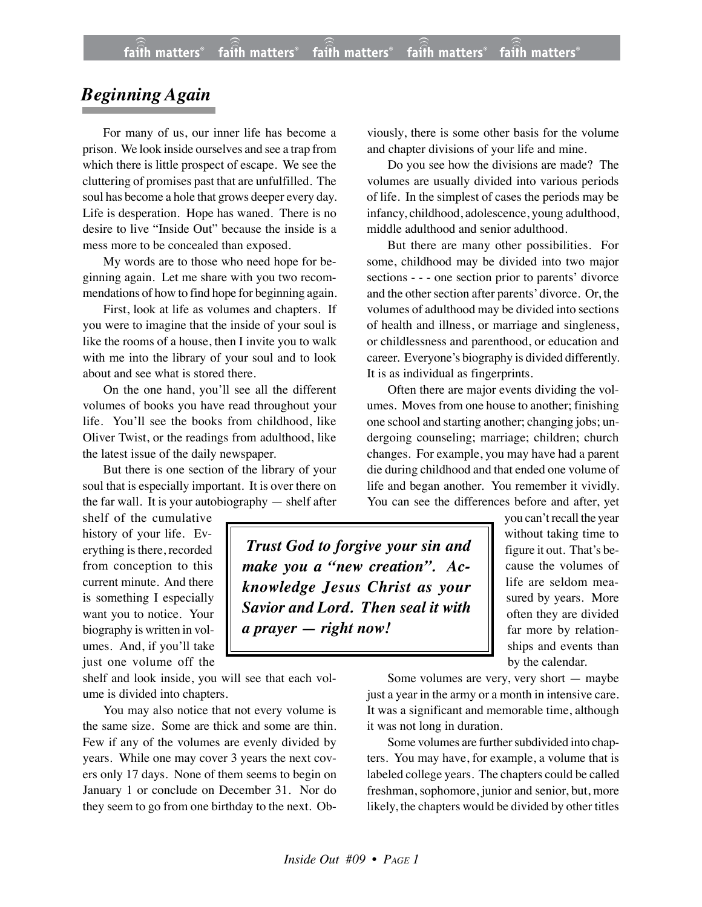## *Beginning Again*

For many of us, our inner life has become a prison. We look inside ourselves and see a trap from which there is little prospect of escape. We see the cluttering of promises past that are unfulfilled. The soul has become a hole that grows deeper every day. Life is desperation. Hope has waned. There is no desire to live "Inside Out" because the inside is a mess more to be concealed than exposed.

My words are to those who need hope for beginning again. Let me share with you two recommendations of how to find hope for beginning again.

First, look at life as volumes and chapters. If you were to imagine that the inside of your soul is like the rooms of a house, then I invite you to walk with me into the library of your soul and to look about and see what is stored there.

On the one hand, you'll see all the different volumes of books you have read throughout your life. You'll see the books from childhood, like Oliver Twist, or the readings from adulthood, like the latest issue of the daily newspaper.

But there is one section of the library of your soul that is especially important. It is over there on the far wall. It is your autobiography — shelf after shelf of the cumulative history of your life. Everything is there, recorded from conception to this current minute. And there is something I especially want you to notice. Your biography is written in volumes. And, if you'll take just one volume off the shelf and look inside, you will see that each volume is divided into chapters.

You may also notice that not every volume is the same size. Some are thick and some are thin. Few if any of the volumes are evenly divided by years. While one may cover 3 years the next covers only 17 days. None of them seems to begin on January 1 or conclude on December 31. Nor do they seem to go from one birthday to the next. Obviously, there is some other basis for the volume and chapter divisions of your life and mine.

Do you see how the divisions are made? The volumes are usually divided into various periods of life. In the simplest of cases the periods may be infancy, childhood, adolescence, young adulthood, middle adulthood and senior adulthood.

But there are many other possibilities. For some, childhood may be divided into two major sections - - - one section prior to parents' divorce and the other section after parents' divorce. Or, the volumes of adulthood may be divided into sections of health and illness, or marriage and singleness, or childlessness and parenthood, or education and career. Everyone's biography is divided differently. It is as individual as fingerprints.

Often there are major events dividing the volumes. Moves from one house to another; finishing one school and starting another; changing jobs; undergoing counseling; marriage; children; church changes. For example, you may have had a parent die during childhood and that ended one volume of life and began another. You remember it vividly. You can see the differences before and after, yet you can't recall the year without taking time to figure it out. That's because the volumes of life are seldom measured by years. More often they are divided far more by relationships and events than by the calendar.

> ***Trust God to forgive your sin and make you a "new creation". Acknowledge Jesus Christ as your Savior and Lord. Then seal it with a prayer — right now!***

Some volumes are very, very short — maybe just a year in the army or a month in intensive care. It was a significant and memorable time, although it was not long in duration.

Some volumes are further subdivided into chapters. You may have, for example, a volume that is labeled college years. The chapters could be called freshman, sophomore, junior and senior, but, more likely, the chapters would be divided by other titles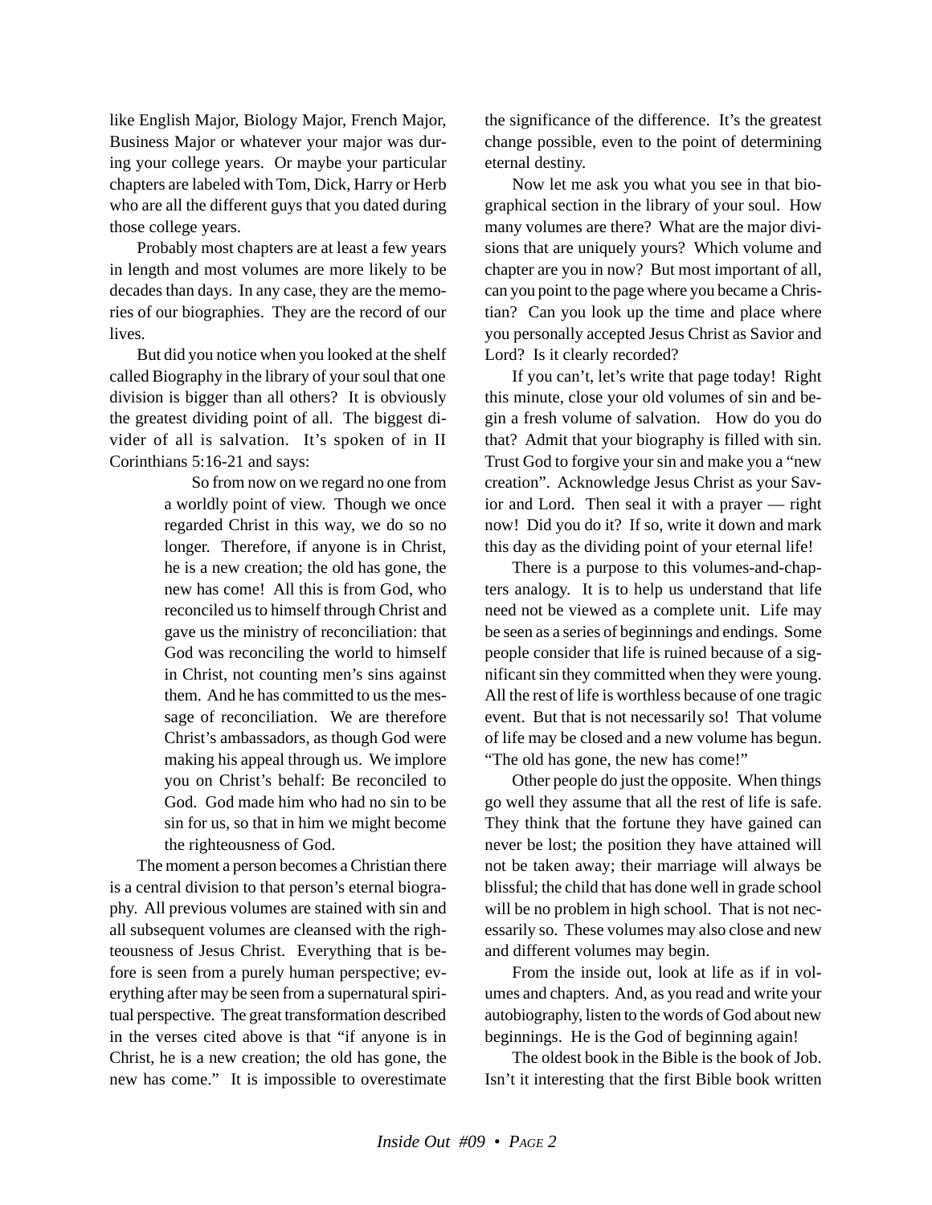like English Major, Biology Major, French Major, Business Major or whatever your major was during your college years. Or maybe your particular chapters are labeled with Tom, Dick, Harry or Herb who are all the different guys that you dated during those college years.

Probably most chapters are at least a few years in length and most volumes are more likely to be decades than days. In any case, they are the memories of our biographies. They are the record of our lives.

But did you notice when you looked at the shelf called Biography in the library of your soul that one division is bigger than all others? It is obviously the greatest dividing point of all. The biggest divider of all is salvation. It's spoken of in II Corinthians 5:16-21 and says:

> So from now on we regard no one from a worldly point of view. Though we once regarded Christ in this way, we do so no longer. Therefore, if anyone is in Christ, he is a new creation; the old has gone, the new has come! All this is from God, who reconciled us to himself through Christ and gave us the ministry of reconciliation: that God was reconciling the world to himself in Christ, not counting men's sins against them. And he has committed to us the message of reconciliation. We are therefore Christ's ambassadors, as though God were making his appeal through us. We implore you on Christ's behalf: Be reconciled to God. God made him who had no sin to be sin for us, so that in him we might become the righteousness of God.

The moment a person becomes a Christian there is a central division to that person's eternal biography. All previous volumes are stained with sin and all subsequent volumes are cleansed with the righteousness of Jesus Christ. Everything that is before is seen from a purely human perspective; everything after may be seen from a supernatural spiritual perspective. The great transformation described in the verses cited above is that "if anyone is in Christ, he is a new creation; the old has gone, the new has come." It is impossible to overestimate the significance of the difference. It's the greatest change possible, even to the point of determining eternal destiny.

Now let me ask you what you see in that biographical section in the library of your soul. How many volumes are there? What are the major divisions that are uniquely yours? Which volume and chapter are you in now? But most important of all, can you point to the page where you became a Christian? Can you look up the time and place where you personally accepted Jesus Christ as Savior and Lord? Is it clearly recorded?

If you can't, let's write that page today! Right this minute, close your old volumes of sin and begin a fresh volume of salvation. How do you do that? Admit that your biography is filled with sin. Trust God to forgive your sin and make you a "new creation". Acknowledge Jesus Christ as your Savior and Lord. Then seal it with a prayer — right now! Did you do it? If so, write it down and mark this day as the dividing point of your eternal life!

There is a purpose to this volumes-and-chapters analogy. It is to help us understand that life need not be viewed as a complete unit. Life may be seen as a series of beginnings and endings. Some people consider that life is ruined because of a significant sin they committed when they were young. All the rest of life is worthless because of one tragic event. But that is not necessarily so! That volume of life may be closed and a new volume has begun. "The old has gone, the new has come!"

Other people do just the opposite. When things go well they assume that all the rest of life is safe. They think that the fortune they have gained can never be lost; the position they have attained will not be taken away; their marriage will always be blissful; the child that has done well in grade school will be no problem in high school. That is not necessarily so. These volumes may also close and new and different volumes may begin.

From the inside out, look at life as if in volumes and chapters. And, as you read and write your autobiography, listen to the words of God about new beginnings. He is the God of beginning again!

The oldest book in the Bible is the book of Job. Isn't it interesting that the first Bible book written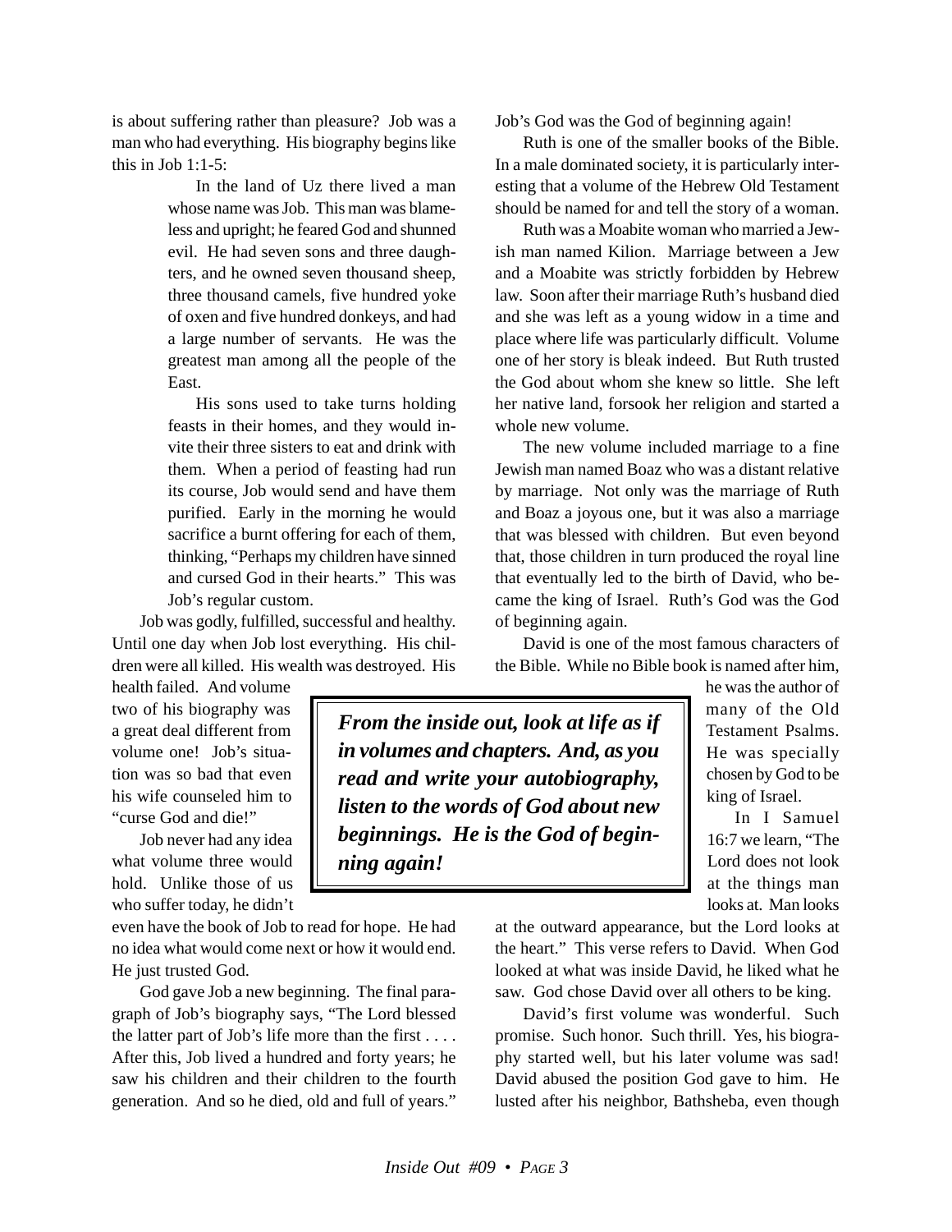is about suffering rather than pleasure? Job was a man who had everything. His biography begins like this in Job 1:1-5:

> In the land of Uz there lived a man whose name was Job. This man was blameless and upright; he feared God and shunned evil. He had seven sons and three daughters, and he owned seven thousand sheep, three thousand camels, five hundred yoke of oxen and five hundred donkeys, and had a large number of servants. He was the greatest man among all the people of the East.
>
> His sons used to take turns holding feasts in their homes, and they would invite their three sisters to eat and drink with them. When a period of feasting had run its course, Job would send and have them purified. Early in the morning he would sacrifice a burnt offering for each of them, thinking, "Perhaps my children have sinned and cursed God in their hearts." This was Job's regular custom.

Job was godly, fulfilled, successful and healthy. Until one day when Job lost everything. His children were all killed. His wealth was destroyed. His health failed. And volume two of his biography was a great deal different from volume one! Job's situation was so bad that even his wife counseled him to "curse God and die!"

Job never had any idea what volume three would hold. Unlike those of us who suffer today, he didn't even have the book of Job to read for hope. He had no idea what would come next or how it would end. He just trusted God.

God gave Job a new beginning. The final paragraph of Job's biography says, "The Lord blessed the latter part of Job's life more than the first . . . . After this, Job lived a hundred and forty years; he saw his children and their children to the fourth generation. And so he died, old and full of years." Job's God was the God of beginning again!

Ruth is one of the smaller books of the Bible. In a male dominated society, it is particularly interesting that a volume of the Hebrew Old Testament should be named for and tell the story of a woman.

Ruth was a Moabite woman who married a Jewish man named Kilion. Marriage between a Jew and a Moabite was strictly forbidden by Hebrew law. Soon after their marriage Ruth's husband died and she was left as a young widow in a time and place where life was particularly difficult. Volume one of her story is bleak indeed. But Ruth trusted the God about whom she knew so little. She left her native land, forsook her religion and started a whole new volume.

The new volume included marriage to a fine Jewish man named Boaz who was a distant relative by marriage. Not only was the marriage of Ruth and Boaz a joyous one, but it was also a marriage that was blessed with children. But even beyond that, those children in turn produced the royal line that eventually led to the birth of David, who became the king of Israel. Ruth's God was the God of beginning again.

David is one of the most famous characters of the Bible. While no Bible book is named after him, he was the author of many of the Old Testament Psalms. He was specially chosen by God to be king of Israel.

> ***From the inside out, look at life as if in volumes and chapters. And, as you read and write your autobiography, listen to the words of God about new beginnings. He is the God of beginning again!***

In I Samuel 16:7 we learn, "The Lord does not look at the things man looks at. Man looks at the outward appearance, but the Lord looks at the heart." This verse refers to David. When God looked at what was inside David, he liked what he saw. God chose David over all others to be king.

David's first volume was wonderful. Such promise. Such honor. Such thrill. Yes, his biography started well, but his later volume was sad! David abused the position God gave to him. He lusted after his neighbor, Bathsheba, even though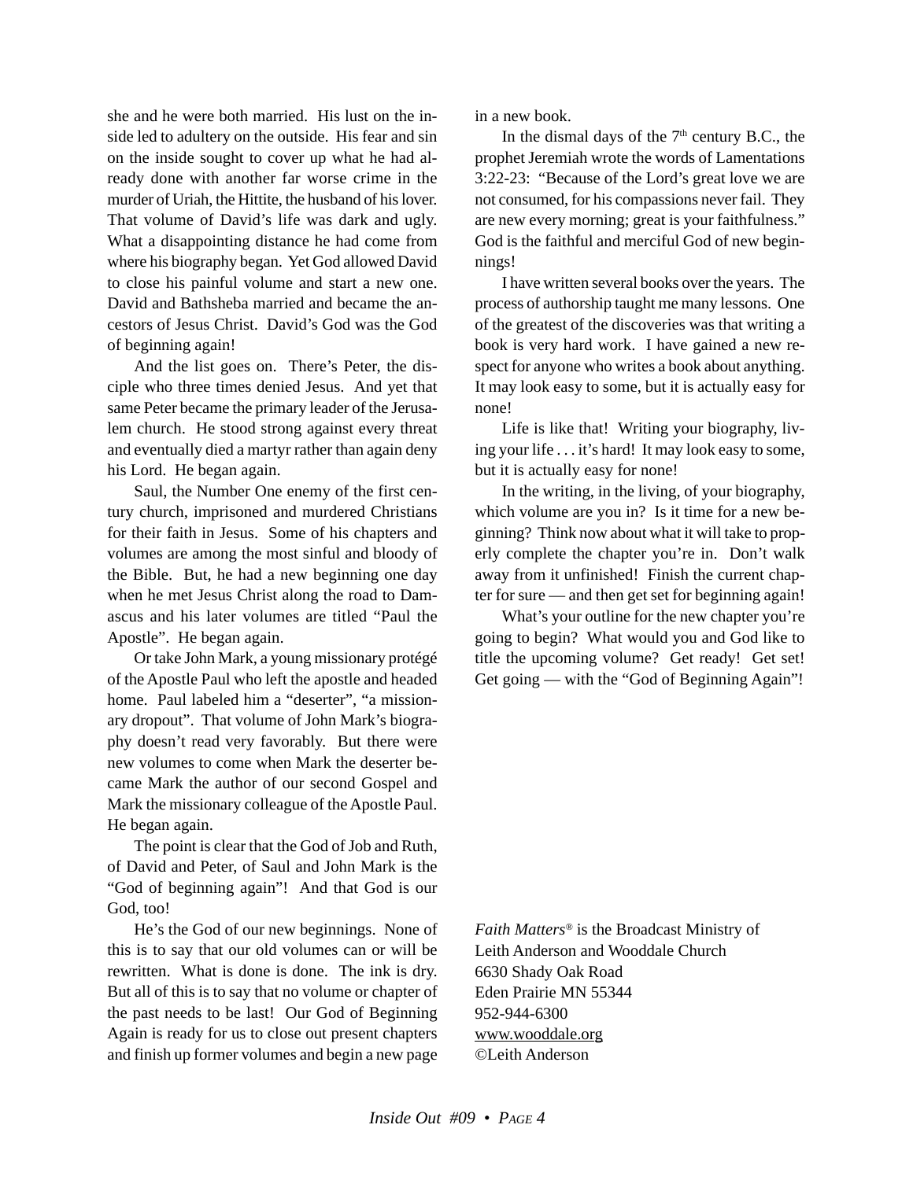she and he were both married. His lust on the inside led to adultery on the outside. His fear and sin on the inside sought to cover up what he had already done with another far worse crime in the murder of Uriah, the Hittite, the husband of his lover. That volume of David's life was dark and ugly. What a disappointing distance he had come from where his biography began. Yet God allowed David to close his painful volume and start a new one. David and Bathsheba married and became the ancestors of Jesus Christ. David's God was the God of beginning again!

And the list goes on. There's Peter, the disciple who three times denied Jesus. And yet that same Peter became the primary leader of the Jerusalem church. He stood strong against every threat and eventually died a martyr rather than again deny his Lord. He began again.

Saul, the Number One enemy of the first century church, imprisoned and murdered Christians for their faith in Jesus. Some of his chapters and volumes are among the most sinful and bloody of the Bible. But, he had a new beginning one day when he met Jesus Christ along the road to Damascus and his later volumes are titled "Paul the Apostle". He began again.

Or take John Mark, a young missionary protégé of the Apostle Paul who left the apostle and headed home. Paul labeled him a "deserter", "a missionary dropout". That volume of John Mark's biography doesn't read very favorably. But there were new volumes to come when Mark the deserter became Mark the author of our second Gospel and Mark the missionary colleague of the Apostle Paul. He began again.

The point is clear that the God of Job and Ruth, of David and Peter, of Saul and John Mark is the "God of beginning again"! And that God is our God, too!

He's the God of our new beginnings. None of this is to say that our old volumes can or will be rewritten. What is done is done. The ink is dry. But all of this is to say that no volume or chapter of the past needs to be last! Our God of Beginning Again is ready for us to close out present chapters and finish up former volumes and begin a new page in a new book.

In the dismal days of the 7th century B.C., the prophet Jeremiah wrote the words of Lamentations 3:22-23: "Because of the Lord's great love we are not consumed, for his compassions never fail. They are new every morning; great is your faithfulness." God is the faithful and merciful God of new beginnings!

I have written several books over the years. The process of authorship taught me many lessons. One of the greatest of the discoveries was that writing a book is very hard work. I have gained a new respect for anyone who writes a book about anything. It may look easy to some, but it is actually easy for none!

Life is like that! Writing your biography, living your life . . . it's hard! It may look easy to some, but it is actually easy for none!

In the writing, in the living, of your biography, which volume are you in? Is it time for a new beginning? Think now about what it will take to properly complete the chapter you're in. Don't walk away from it unfinished! Finish the current chapter for sure — and then get set for beginning again!

What's your outline for the new chapter you're going to begin? What would you and God like to title the upcoming volume? Get ready! Get set! Get going — with the "God of Beginning Again"!

*Faith Matters®* is the Broadcast Ministry of
Leith Anderson and Wooddale Church
6630 Shady Oak Road
Eden Prairie MN 55344
952-944-6300
www.wooddale.org
©Leith Anderson